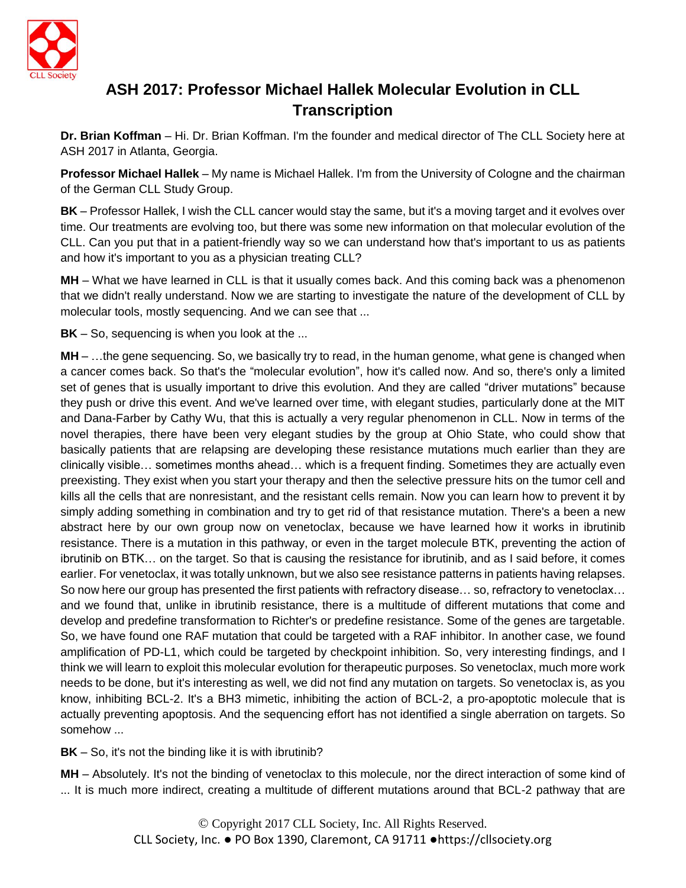# ASH 2017: Professor Michael Hallek Molecular Evolution in CLL Transcription

**Dr. Brian Koffman** – Hi. Dr. Brian Koffman. I'm the founder and medical director of The CLL Society here at ASH 2017 in Atlanta, Georgia.

**Professor Michael Hallek** – My name is Michael Hallek. I'm from the University of Cologne and the chairman of the German CLL Study Group.

**BK** – Professor Hallek, I wish the CLL cancer would stay the same, but it's a moving target and it evolves over time. Our treatments are evolving too, but there was some new information on that molecular evolution of the CLL. Can you put that in a patient-friendly way so we can understand how that's important to us as patients and how it's important to you as a physician treating CLL?

**MH** – What we have learned in CLL is that it usually comes back. And this coming back was a phenomenon that we didn't really understand. Now we are starting to investigate the nature of the development of CLL by molecular tools, mostly sequencing. And we can see that ...

**BK** – So, sequencing is when you look at the ...

**MH** – …the gene sequencing. So, we basically try to read, in the human genome, what gene is changed when a cancer comes back. So that's the "molecular evolution", how it's called now. And so, there's only a limited set of genes that is usually important to drive this evolution. And they are called "driver mutations" because they push or drive this event. And we've learned over time, with elegant studies, particularly done at the MIT and Dana-Farber by Cathy Wu, that this is actually a very regular phenomenon in CLL. Now in terms of the novel therapies, there have been very elegant studies by the group at Ohio State, who could show that basically patients that are relapsing are developing these resistance mutations much earlier than they are clinically visible… sometimes months ahead… which is a frequent finding. Sometimes they are actually even preexisting. They exist when you start your therapy and then the selective pressure hits on the tumor cell and kills all the cells that are nonresistant, and the resistant cells remain. Now you can learn how to prevent it by simply adding something in combination and try to get rid of that resistance mutation. There's a been a new abstract here by our own group now on venetoclax, because we have learned how it works in ibrutinib resistance. There is a mutation in this pathway, or even in the target molecule BTK, preventing the action of ibrutinib on BTK… on the target. So that is causing the resistance for ibrutinib, and as I said before, it comes earlier. For venetoclax, it was totally unknown, but we also see resistance patterns in patients having relapses. So now here our group has presented the first patients with refractory disease… so, refractory to venetoclax… and we found that, unlike in ibrutinib resistance, there is a multitude of different mutations that come and develop and predefine transformation to Richter's or predefine resistance. Some of the genes are targetable. So, we have found one RAF mutation that could be targeted with a RAF inhibitor. In another case, we found amplification of PD-L1, which could be targeted by checkpoint inhibition. So, very interesting findings, and I think we will learn to exploit this molecular evolution for therapeutic purposes. So venetoclax, much more work needs to be done, but it's interesting as well, we did not find any mutation on targets. So venetoclax is, as you know, inhibiting BCL-2. It's a BH3 mimetic, inhibiting the action of BCL-2, a pro-apoptotic molecule that is actually preventing apoptosis. And the sequencing effort has not identified a single aberration on targets. So somehow ...

**BK** – So, it's not the binding like it is with ibrutinib?

**MH** – Absolutely. It's not the binding of venetoclax to this molecule, nor the direct interaction of some kind of ... It is much more indirect, creating a multitude of different mutations around that BCL-2 pathway that are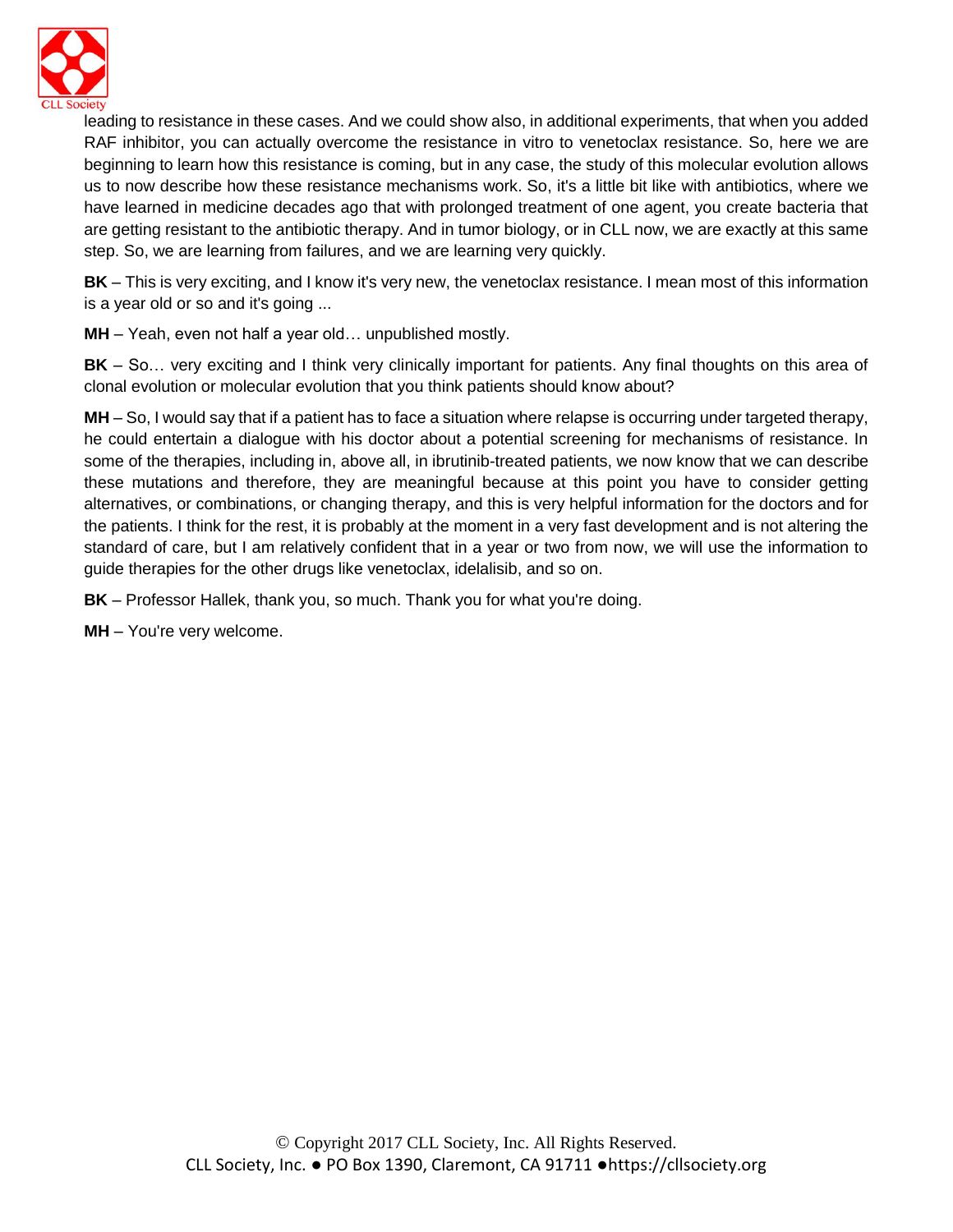leading to resistance in these cases. And we could show also, in additional experiments, that when you added RAF inhibitor, you can actually overcome the resistance in vitro to venetoclax resistance. So, here we are beginning to learn how this resistance is coming, but in any case, the study of this molecular evolution allows us to now describe how these resistance mechanisms work. So, it's a little bit like with antibiotics, where we have learned in medicine decades ago that with prolonged treatment of one agent, you create bacteria that are getting resistant to the antibiotic therapy. And in tumor biology, or in CLL now, we are exactly at this same step. So, we are learning from failures, and we are learning very quickly.

**BK** – This is very exciting, and I know it's very new, the venetoclax resistance. I mean most of this information is a year old or so and it's going ...

**MH** – Yeah, even not half a year old… unpublished mostly.

**BK** – So… very exciting and I think very clinically important for patients. Any final thoughts on this area of clonal evolution or molecular evolution that you think patients should know about?

**MH** – So, I would say that if a patient has to face a situation where relapse is occurring under targeted therapy, he could entertain a dialogue with his doctor about a potential screening for mechanisms of resistance. In some of the therapies, including in, above all, in ibrutinib-treated patients, we now know that we can describe these mutations and therefore, they are meaningful because at this point you have to consider getting alternatives, or combinations, or changing therapy, and this is very helpful information for the doctors and for the patients. I think for the rest, it is probably at the moment in a very fast development and is not altering the standard of care, but I am relatively confident that in a year or two from now, we will use the information to guide therapies for the other drugs like venetoclax, idelalisib, and so on.

**BK** – Professor Hallek, thank you, so much. Thank you for what you're doing.

**MH** – You're very welcome.